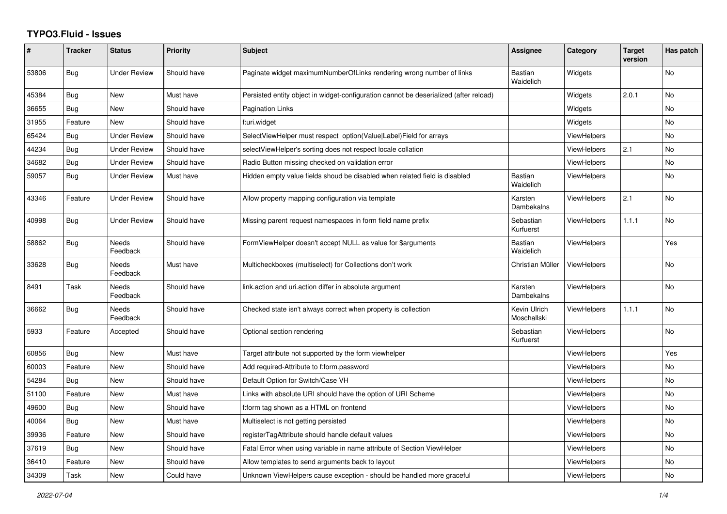# TYPO3.Fluid - Issues

| # | Tracker | Status | Priority | Subject | Assignee | Category | Target version | Has patch |
|---|---|---|---|---|---|---|---|---|
| 53806 | Bug | Under Review | Should have | Paginate widget maximumNumberOfLinks rendering wrong number of links | Bastian Waidelich | Widgets | | No |
| 45384 | Bug | New | Must have | Persisted entity object in widget-configuration cannot be deserialized (after reload) | | Widgets | 2.0.1 | No |
| 36655 | Bug | New | Should have | Pagination Links | | Widgets | | No |
| 31955 | Feature | New | Should have | f:uri.widget | | Widgets | | No |
| 65424 | Bug | Under Review | Should have | SelectViewHelper must respect option(Value\|Label)Field for arrays | | ViewHelpers | | No |
| 44234 | Bug | Under Review | Should have | selectViewHelper's sorting does not respect locale collation | | ViewHelpers | 2.1 | No |
| 34682 | Bug | Under Review | Should have | Radio Button missing checked on validation error | | ViewHelpers | | No |
| 59057 | Bug | Under Review | Must have | Hidden empty value fields shoud be disabled when related field is disabled | Bastian Waidelich | ViewHelpers | | No |
| 43346 | Feature | Under Review | Should have | Allow property mapping configuration via template | Karsten Dambekalns | ViewHelpers | 2.1 | No |
| 40998 | Bug | Under Review | Should have | Missing parent request namespaces in form field name prefix | Sebastian Kurfuerst | ViewHelpers | 1.1.1 | No |
| 58862 | Bug | Needs Feedback | Should have | FormViewHelper doesn't accept NULL as value for $arguments | Bastian Waidelich | ViewHelpers | | Yes |
| 33628 | Bug | Needs Feedback | Must have | Multicheckboxes (multiselect) for Collections don't work | Christian Müller | ViewHelpers | | No |
| 8491 | Task | Needs Feedback | Should have | link.action and uri.action differ in absolute argument | Karsten Dambekalns | ViewHelpers | | No |
| 36662 | Bug | Needs Feedback | Should have | Checked state isn't always correct when property is collection | Kevin Ulrich Moschallski | ViewHelpers | 1.1.1 | No |
| 5933 | Feature | Accepted | Should have | Optional section rendering | Sebastian Kurfuerst | ViewHelpers | | No |
| 60856 | Bug | New | Must have | Target attribute not supported by the form viewhelper | | ViewHelpers | | Yes |
| 60003 | Feature | New | Should have | Add required-Attribute to f:form.password | | ViewHelpers | | No |
| 54284 | Bug | New | Should have | Default Option for Switch/Case VH | | ViewHelpers | | No |
| 51100 | Feature | New | Must have | Links with absolute URI should have the option of URI Scheme | | ViewHelpers | | No |
| 49600 | Bug | New | Should have | f:form tag shown as a HTML on frontend | | ViewHelpers | | No |
| 40064 | Bug | New | Must have | Multiselect is not getting persisted | | ViewHelpers | | No |
| 39936 | Feature | New | Should have | registerTagAttribute should handle default values | | ViewHelpers | | No |
| 37619 | Bug | New | Should have | Fatal Error when using variable in name attribute of Section ViewHelper | | ViewHelpers | | No |
| 36410 | Feature | New | Should have | Allow templates to send arguments back to layout | | ViewHelpers | | No |
| 34309 | Task | New | Could have | Unknown ViewHelpers cause exception - should be handled more graceful | | ViewHelpers | | No |

*2022-07-04*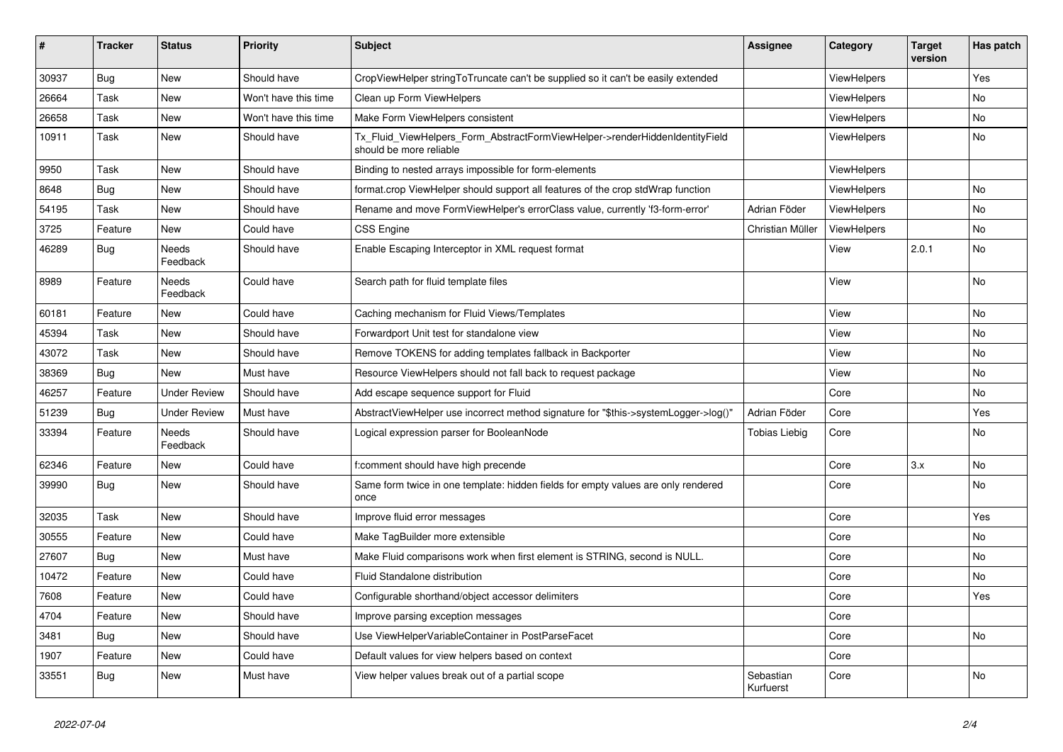| # | Tracker | Status | Priority | Subject | Assignee | Category | Target version | Has patch |
|---|---|---|---|---|---|---|---|---|
| 30937 | Bug | New | Should have | CropViewHelper stringToTruncate can't be supplied so it can't be easily extended | | ViewHelpers | | Yes |
| 26664 | Task | New | Won't have this time | Clean up Form ViewHelpers | | ViewHelpers | | No |
| 26658 | Task | New | Won't have this time | Make Form ViewHelpers consistent | | ViewHelpers | | No |
| 10911 | Task | New | Should have | Tx_Fluid_ViewHelpers_Form_AbstractFormViewHelper->renderHiddenIdentityField should be more reliable | | ViewHelpers | | No |
| 9950 | Task | New | Should have | Binding to nested arrays impossible for form-elements | | ViewHelpers | | |
| 8648 | Bug | New | Should have | format.crop ViewHelper should support all features of the crop stdWrap function | | ViewHelpers | | No |
| 54195 | Task | New | Should have | Rename and move FormViewHelper's errorClass value, currently 'f3-form-error' | Adrian Föder | ViewHelpers | | No |
| 3725 | Feature | New | Could have | CSS Engine | Christian Müller | ViewHelpers | | No |
| 46289 | Bug | Needs Feedback | Should have | Enable Escaping Interceptor in XML request format | | View | 2.0.1 | No |
| 8989 | Feature | Needs Feedback | Could have | Search path for fluid template files | | View | | No |
| 60181 | Feature | New | Could have | Caching mechanism for Fluid Views/Templates | | View | | No |
| 45394 | Task | New | Should have | Forwardport Unit test for standalone view | | View | | No |
| 43072 | Task | New | Should have | Remove TOKENS for adding templates fallback in Backporter | | View | | No |
| 38369 | Bug | New | Must have | Resource ViewHelpers should not fall back to request package | | View | | No |
| 46257 | Feature | Under Review | Should have | Add escape sequence support for Fluid | | Core | | No |
| 51239 | Bug | Under Review | Must have | AbstractViewHelper use incorrect method signature for "$this->systemLogger->log()" | Adrian Föder | Core | | Yes |
| 33394 | Feature | Needs Feedback | Should have | Logical expression parser for BooleanNode | Tobias Liebig | Core | | No |
| 62346 | Feature | New | Could have | f:comment should have high precende | | Core | 3.x | No |
| 39990 | Bug | New | Should have | Same form twice in one template: hidden fields for empty values are only rendered once | | Core | | No |
| 32035 | Task | New | Should have | Improve fluid error messages | | Core | | Yes |
| 30555 | Feature | New | Could have | Make TagBuilder more extensible | | Core | | No |
| 27607 | Bug | New | Must have | Make Fluid comparisons work when first element is STRING, second is NULL. | | Core | | No |
| 10472 | Feature | New | Could have | Fluid Standalone distribution | | Core | | No |
| 7608 | Feature | New | Could have | Configurable shorthand/object accessor delimiters | | Core | | Yes |
| 4704 | Feature | New | Should have | Improve parsing exception messages | | Core | | |
| 3481 | Bug | New | Should have | Use ViewHelperVariableContainer in PostParseFacet | | Core | | No |
| 1907 | Feature | New | Could have | Default values for view helpers based on context | | Core | | |
| 33551 | Bug | New | Must have | View helper values break out of a partial scope | Sebastian Kurfuerst | Core | | No |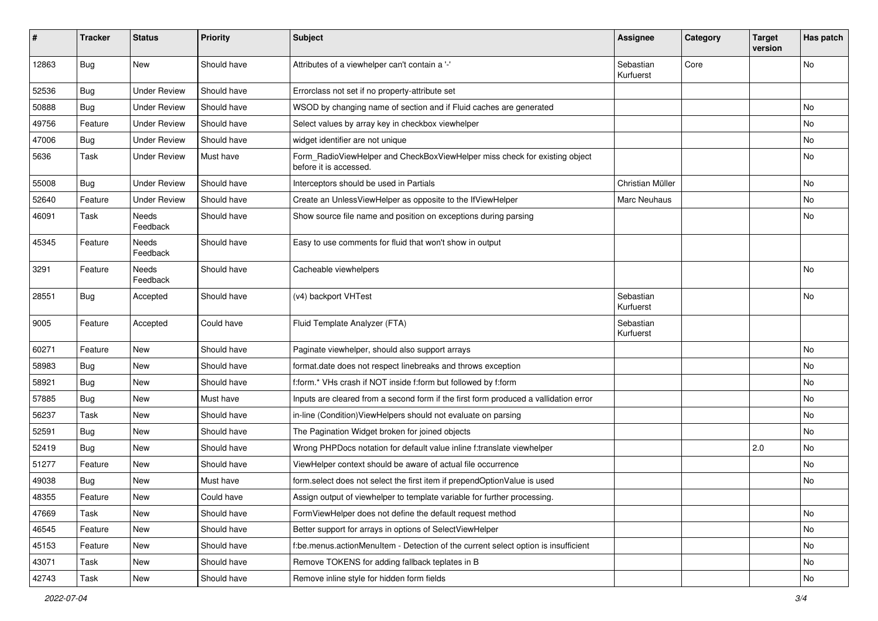| # | Tracker | Status | Priority | Subject | Assignee | Category | Target version | Has patch |
|---|---|---|---|---|---|---|---|---|
| 12863 | Bug | New | Should have | Attributes of a viewhelper can't contain a '-' | Sebastian Kurfuerst | Core | | No |
| 52536 | Bug | Under Review | Should have | Errorclass not set if no property-attribute set | | | | |
| 50888 | Bug | Under Review | Should have | WSOD by changing name of section and if Fluid caches are generated | | | | No |
| 49756 | Feature | Under Review | Should have | Select values by array key in checkbox viewhelper | | | | No |
| 47006 | Bug | Under Review | Should have | widget identifier are not unique | | | | No |
| 5636 | Task | Under Review | Must have | Form_RadioViewHelper and CheckBoxViewHelper miss check for existing object before it is accessed. | | | | No |
| 55008 | Bug | Under Review | Should have | Interceptors should be used in Partials | Christian Müller | | | No |
| 52640 | Feature | Under Review | Should have | Create an UnlessViewHelper as opposite to the IfViewHelper | Marc Neuhaus | | | No |
| 46091 | Task | Needs Feedback | Should have | Show source file name and position on exceptions during parsing | | | | No |
| 45345 | Feature | Needs Feedback | Should have | Easy to use comments for fluid that won't show in output | | | | |
| 3291 | Feature | Needs Feedback | Should have | Cacheable viewhelpers | | | | No |
| 28551 | Bug | Accepted | Should have | (v4) backport VHTest | Sebastian Kurfuerst | | | No |
| 9005 | Feature | Accepted | Could have | Fluid Template Analyzer (FTA) | Sebastian Kurfuerst | | | |
| 60271 | Feature | New | Should have | Paginate viewhelper, should also support arrays | | | | No |
| 58983 | Bug | New | Should have | format.date does not respect linebreaks and throws exception | | | | No |
| 58921 | Bug | New | Should have | f:form.* VHs crash if NOT inside f:form but followed by f:form | | | | No |
| 57885 | Bug | New | Must have | Inputs are cleared from a second form if the first form produced a vallidation error | | | | No |
| 56237 | Task | New | Should have | in-line (Condition)ViewHelpers should not evaluate on parsing | | | | No |
| 52591 | Bug | New | Should have | The Pagination Widget broken for joined objects | | | | No |
| 52419 | Bug | New | Should have | Wrong PHPDocs notation for default value inline f:translate viewhelper | | | 2.0 | No |
| 51277 | Feature | New | Should have | ViewHelper context should be aware of actual file occurrence | | | | No |
| 49038 | Bug | New | Must have | form.select does not select the first item if prependOptionValue is used | | | | No |
| 48355 | Feature | New | Could have | Assign output of viewhelper to template variable for further processing. | | | | |
| 47669 | Task | New | Should have | FormViewHelper does not define the default request method | | | | No |
| 46545 | Feature | New | Should have | Better support for arrays in options of SelectViewHelper | | | | No |
| 45153 | Feature | New | Should have | f:be.menus.actionMenuItem - Detection of the current select option is insufficient | | | | No |
| 43071 | Task | New | Should have | Remove TOKENS for adding fallback teplates in B | | | | No |
| 42743 | Task | New | Should have | Remove inline style for hidden form fields | | | | No |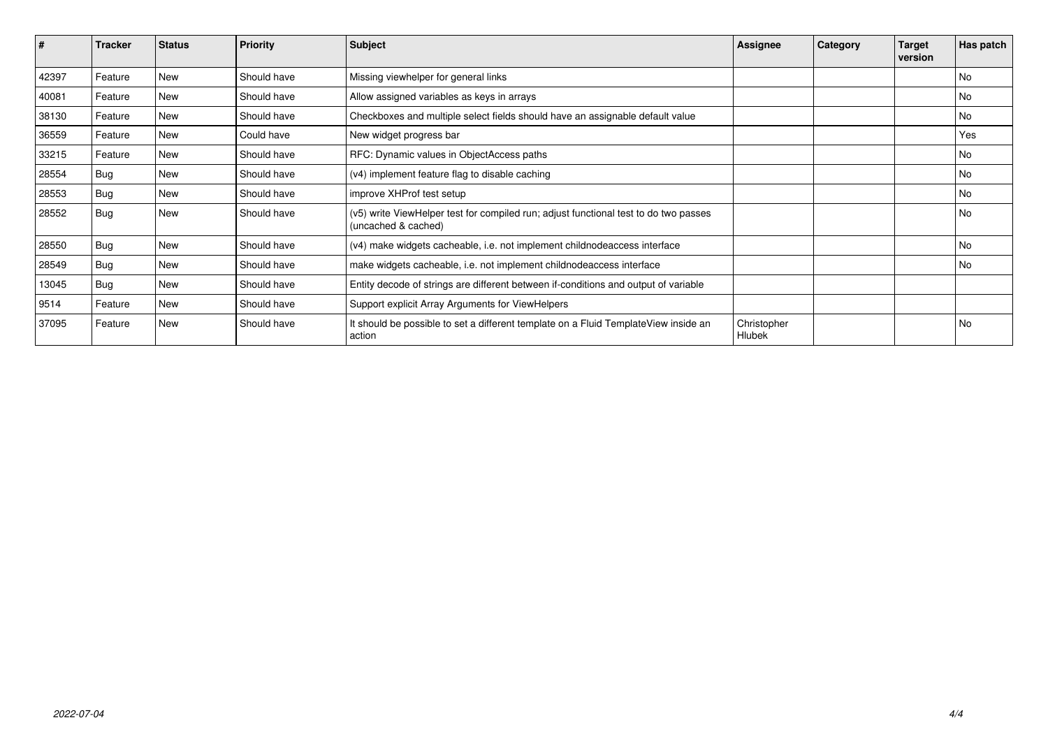| # | Tracker | Status | Priority | Subject | Assignee | Category | Target version | Has patch |
|---|---|---|---|---|---|---|---|---|
| 42397 | Feature | New | Should have | Missing viewhelper for general links | | | | No |
| 40081 | Feature | New | Should have | Allow assigned variables as keys in arrays | | | | No |
| 38130 | Feature | New | Should have | Checkboxes and multiple select fields should have an assignable default value | | | | No |
| 36559 | Feature | New | Could have | New widget progress bar | | | | Yes |
| 33215 | Feature | New | Should have | RFC: Dynamic values in ObjectAccess paths | | | | No |
| 28554 | Bug | New | Should have | (v4) implement feature flag to disable caching | | | | No |
| 28553 | Bug | New | Should have | improve XHProf test setup | | | | No |
| 28552 | Bug | New | Should have | (v5) write ViewHelper test for compiled run; adjust functional test to do two passes (uncached & cached) | | | | No |
| 28550 | Bug | New | Should have | (v4) make widgets cacheable, i.e. not implement childnodeaccess interface | | | | No |
| 28549 | Bug | New | Should have | make widgets cacheable, i.e. not implement childnodeaccess interface | | | | No |
| 13045 | Bug | New | Should have | Entity decode of strings are different between if-conditions and output of variable | | | | |
| 9514 | Feature | New | Should have | Support explicit Array Arguments for ViewHelpers | | | | |
| 37095 | Feature | New | Should have | It should be possible to set a different template on a Fluid TemplateView inside an action | Christopher Hlubek | | | No |